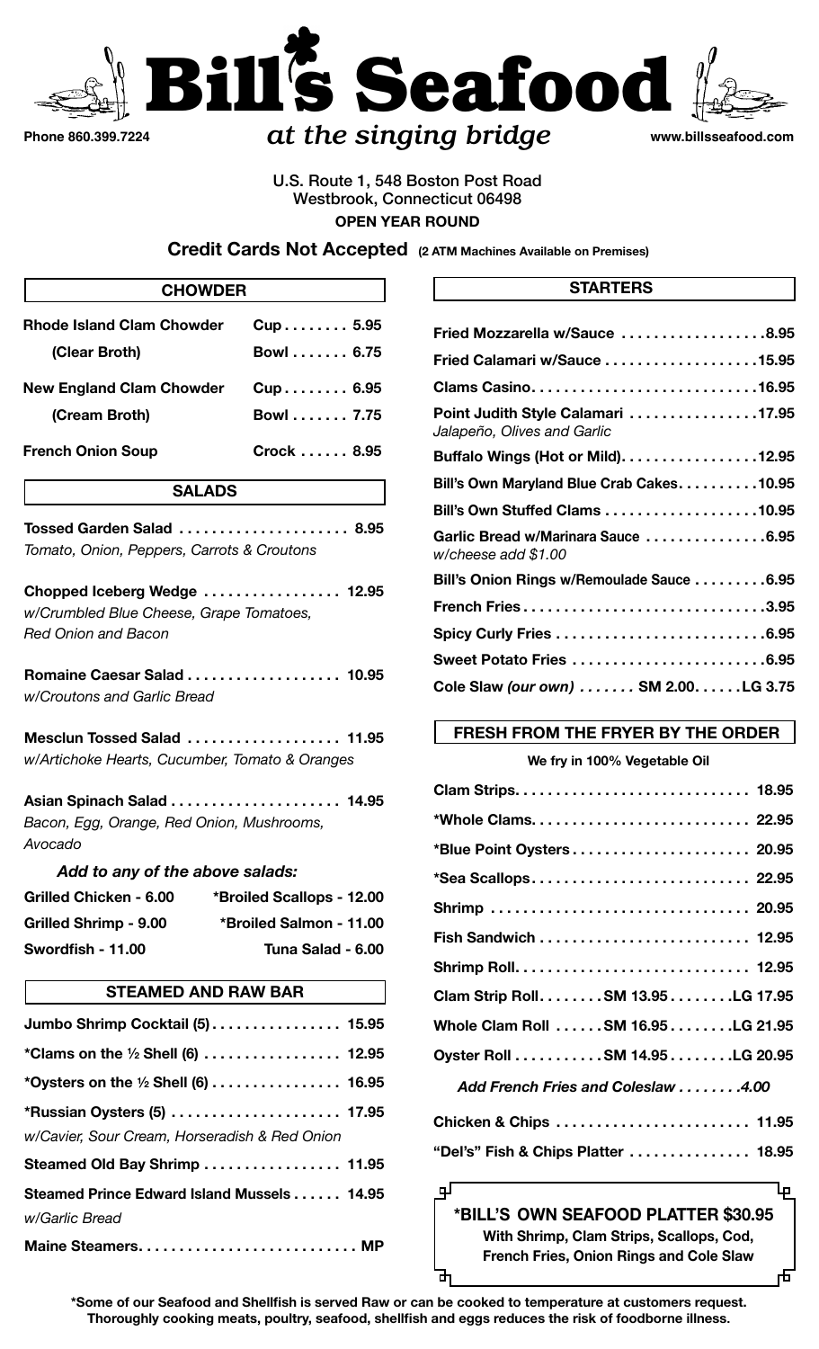# Bill's Seafood

## *at the singing bridge*

Phone 860.399.7224

www.billsseafood.com

U.S. Route 1, 548 Boston Post Road
Westbrook, Connecticut 06498

**OPEN YEAR ROUND**

**Credit Cards Not Accepted** (2 ATM Machines Available on Premises)

## CHOWDER

| Item | Size | Price |
|---|---|---|
| **Rhode Island Clam Chowder (Clear Broth)** | Cup | 5.95 |
| | Bowl | 6.75 |
| **New England Clam Chowder (Cream Broth)** | Cup | 6.95 |
| | Bowl | 7.75 |
| **French Onion Soup** | Crock | 8.95 |

## SALADS

**Tossed Garden Salad** .................... 8.95
*Tomato, Onion, Peppers, Carrots & Croutons*

**Chopped Iceberg Wedge** ................ 12.95
*w/Crumbled Blue Cheese, Grape Tomatoes, Red Onion and Bacon*

**Romaine Caesar Salad** .................. 10.95
*w/Croutons and Garlic Bread*

**Mesclun Tossed Salad** .................. 11.95
*w/Artichoke Hearts, Cucumber, Tomato & Oranges*

**Asian Spinach Salad** .................... 14.95
*Bacon, Egg, Orange, Red Onion, Mushrooms, Avocado*

### *Add to any of the above salads:*

| | |
|---|---|
| Grilled Chicken - 6.00 | *Broiled Scallops - 12.00 |
| Grilled Shrimp - 9.00 | *Broiled Salmon - 11.00 |
| Swordfish - 11.00 | Tuna Salad - 6.00 |

## STEAMED AND RAW BAR

**Jumbo Shrimp Cocktail (5)** ................ 15.95

**\*Clams on the ½ Shell (6)** ................ 12.95

**\*Oysters on the ½ Shell (6)** ............... 16.95

**\*Russian Oysters (5)** .................... 17.95
*w/Cavier, Sour Cream, Horseradish & Red Onion*

**Steamed Old Bay Shrimp** ................ 11.95

**Steamed Prince Edward Island Mussels** ...... 14.95
*w/Garlic Bread*

**Maine Steamers** ........................ MP

## STARTERS

**Fried Mozzarella w/Sauce** ................ 8.95

**Fried Calamari w/Sauce** ................ 15.95

**Clams Casino** .......................... 16.95

**Point Judith Style Calamari** .............. 17.95
*Jalapeño, Olives and Garlic*

**Buffalo Wings (Hot or Mild)** .............. 12.95

**Bill's Own Maryland Blue Crab Cakes** ........ 10.95

**Bill's Own Stuffed Clams** ................ 10.95

**Garlic Bread w/Marinara Sauce** ............ 6.95
*w/cheese add $1.00*

**Bill's Onion Rings w/Remoulade Sauce** ........ 6.95

**French Fries** ............................ 3.95

**Spicy Curly Fries** ........................ 6.95

**Sweet Potato Fries** ...................... 6.95

**Cole Slaw** *(our own)* ....... SM 2.00 ...... LG 3.75

## FRESH FROM THE FRYER BY THE ORDER

**We fry in 100% Vegetable Oil**

**Clam Strips** ............................ 18.95

**\*Whole Clams** .......................... 22.95

**\*Blue Point Oysters** ...................... 20.95

**\*Sea Scallops** .......................... 22.95

**Shrimp** ................................ 20.95

**Fish Sandwich** .......................... 12.95

**Shrimp Roll** ............................ 12.95

**Clam Strip Roll** ........ SM 13.95 ........ LG 17.95

**Whole Clam Roll** ...... SM 16.95 ........ LG 21.95

**Oyster Roll** ........... SM 14.95 ........ LG 20.95

*Add French Fries and Coleslaw ........ 4.00*

**Chicken & Chips** ........................ 11.95

**"Del's" Fish & Chips Platter** ............... 18.95

**\*BILL'S OWN SEAFOOD PLATTER $30.95**
**With Shrimp, Clam Strips, Scallops, Cod, French Fries, Onion Rings and Cole Slaw**

**\*Some of our Seafood and Shellfish is served Raw or can be cooked to temperature at customers request. Thoroughly cooking meats, poultry, seafood, shellfish and eggs reduces the risk of foodborne illness.**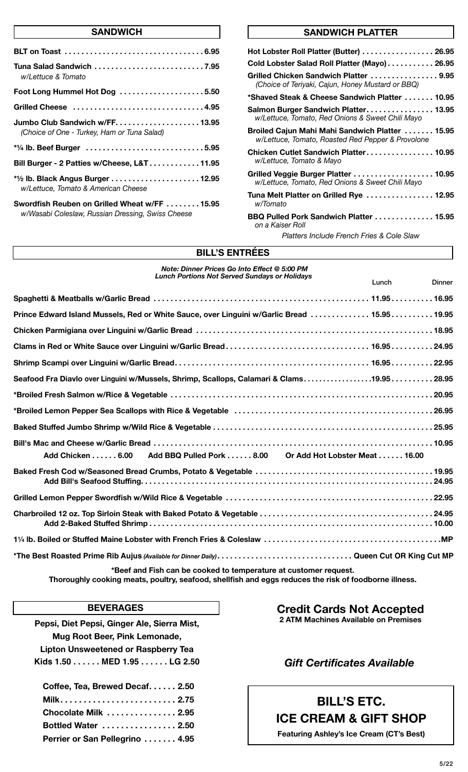## SANDWICH

| | |
|---|---|
| BLT on Toast | 6.95 |
| Tuna Salad Sandwich<br>*w/Lettuce & Tomato* | 7.95 |
| Foot Long Hummel Hot Dog | 5.50 |
| Grilled Cheese | 4.95 |
| Jumbo Club Sandwich w/FF<br>*(Choice of One - Turkey, Ham or Tuna Salad)* | 13.95 |
| *¼ lb. Beef Burger | 5.95 |
| Bill Burger - 2 Patties w/Cheese, L&T | 11.95 |
| *½ lb. Black Angus Burger<br>*w/Lettuce, Tomato & American Cheese* | 12.95 |
| Swordfish Reuben on Grilled Wheat w/FF<br>*w/Wasabi Coleslaw, Russian Dressing, Swiss Cheese* | 15.95 |

## SANDWICH PLATTER

| | |
|---|---|
| Hot Lobster Roll Platter (Butter) | 26.95 |
| Cold Lobster Salad Roll Platter (Mayo) | 26.95 |
| Grilled Chicken Sandwich Platter<br>*(Choice of Teriyaki, Cajun, Honey Mustard or BBQ)* | 9.95 |
| *Shaved Steak & Cheese Sandwich Platter | 10.95 |
| Salmon Burger Sandwich Platter<br>*w/Lettuce, Tomato, Red Onions & Sweet Chili Mayo* | 13.95 |
| Broiled Cajun Mahi Mahi Sandwich Platter<br>*w/Lettuce, Tomato, Roasted Red Pepper & Provolone* | 15.95 |
| Chicken Cutlet Sandwich Platter<br>*w/Lettuce, Tomato & Mayo* | 10.95 |
| Grilled Veggie Burger Platter<br>*w/Lettuce, Tomato, Red Onions & Sweet Chili Mayo* | 10.95 |
| Tuna Melt Platter on Grilled Rye<br>*w/Tomato* | 12.95 |
| BBQ Pulled Pork Sandwich Platter<br>*on a Kaiser Roll* | 15.95 |

*Platters Include French Fries & Cole Slaw*

## BILL'S ENTRÉES

***Note: Dinner Prices Go Into Effect @ 5:00 PM***
***Lunch Portions Not Served Sundays or Holidays***

| | Lunch | Dinner |
|---|---|---|
| Spaghetti & Meatballs w/Garlic Bread | 11.95 | 16.95 |
| Prince Edward Island Mussels, Red or White Sauce, over Linguini w/Garlic Bread | 15.95 | 19.95 |
| Chicken Parmigiana over Linguini w/Garlic Bread | | 18.95 |
| Clams in Red or White Sauce over Linguini w/Garlic Bread | 16.95 | 24.95 |
| Shrimp Scampi over Linguini w/Garlic Bread | 16.95 | 22.95 |
| Seafood Fra Diavlo over Linguini w/Mussels, Shrimp, Scallops, Calamari & Clams | 19.95 | 28.95 |
| *Broiled Fresh Salmon w/Rice & Vegetable | | 20.95 |
| *Broiled Lemon Pepper Sea Scallops with Rice & Vegetable | | 26.95 |
| Baked Stuffed Jumbo Shrimp w/Wild Rice & Vegetable | | 25.95 |
| Bill's Mac and Cheese w/Garlic Bread | | 10.95 |
| Add Chicken 6.00 · Add BBQ Pulled Pork 8.00 · Or Add Hot Lobster Meat 16.00 | | |
| Baked Fresh Cod w/Seasoned Bread Crumbs, Potato & Vegetable | | 19.95 |
| Add Bill's Seafood Stuffing | | 24.95 |
| Grilled Lemon Pepper Swordfish w/Wild Rice & Vegetable | | 22.95 |
| Charbroiled 12 oz. Top Sirloin Steak with Baked Potato & Vegetable | | 24.95 |
| Add 2-Baked Stuffed Shrimp | | 10.00 |
| 1¼ lb. Boiled or Stuffed Maine Lobster with French Fries & Coleslaw | | MP |
| *The Best Roasted Prime Rib Aujus *(Available for Dinner Daily)* | | Queen Cut OR King Cut MP |

**\*Beef and Fish can be cooked to temperature at customer request.**
**Thoroughly cooking meats, poultry, seafood, shellfish and eggs reduces the risk of foodborne illness.**

## BEVERAGES

**Pepsi, Diet Pepsi, Ginger Ale, Sierra Mist,**
**Mug Root Beer, Pink Lemonade,**
**Lipton Unsweetened or Raspberry Tea**
**Kids 1.50 . . . . . . MED 1.95 . . . . . . LG 2.50**

| | |
|---|---|
| Coffee, Tea, Brewed Decaf | 2.50 |
| Milk | 2.75 |
| Chocolate Milk | 2.95 |
| Bottled Water | 2.50 |
| Perrier or San Pellegrino | 4.95 |

## Credit Cards Not Accepted

**2 ATM Machines Available on Premises**

***Gift Certificates Available***

## BILL'S ETC.
## ICE CREAM & GIFT SHOP

**Featuring Ashley's Ice Cream (CT's Best)**

5/22